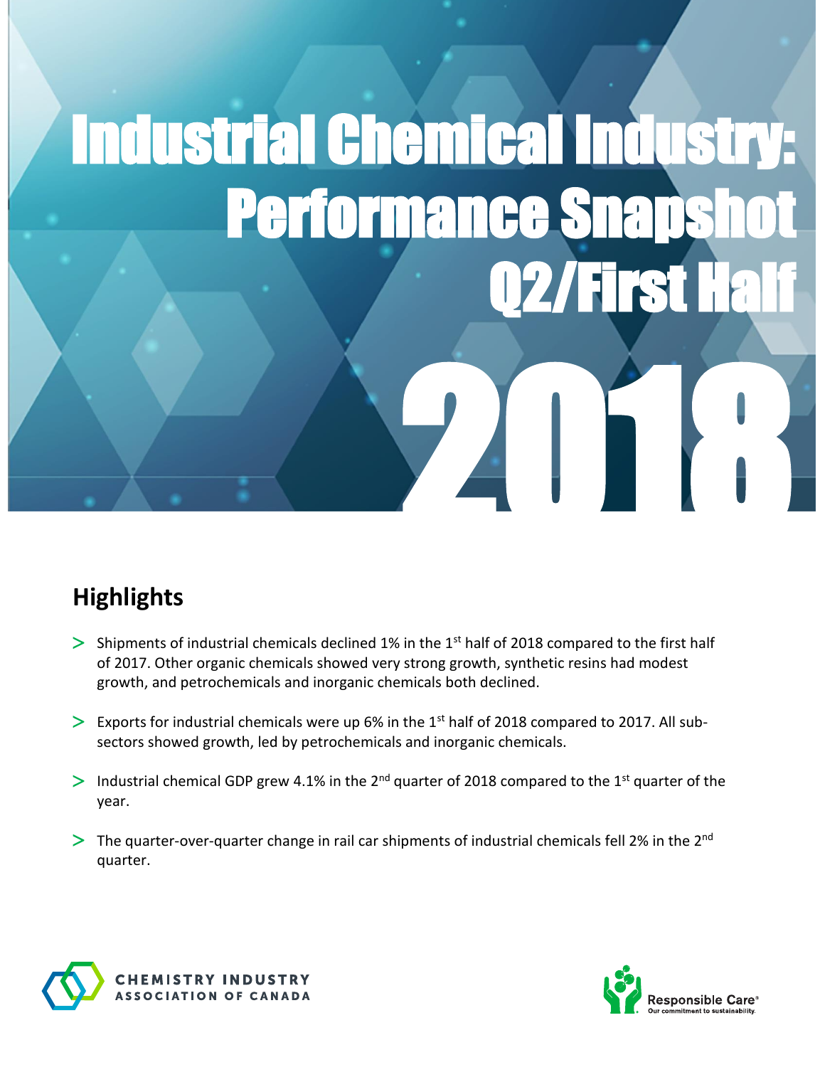# Industrial Chemical Industry: Performance Snapshot Q2/First Half 2018

## Highlights

- Shipments of industrial chemicals declined 1% in the 1st half of 2018 compared to the first half of 2017. Other organic chemicals showed very strong growth, synthetic resins had modest growth, and petrochemicals and inorganic chemicals both declined.
- Exports for industrial chemicals were up 6% in the 1st half of 2018 compared to 2017. All sub-sectors showed growth, led by petrochemicals and inorganic chemicals.
- Industrial chemical GDP grew 4.1% in the 2nd quarter of 2018 compared to the 1st quarter of the year.
- The quarter-over-quarter change in rail car shipments of industrial chemicals fell 2% in the 2nd quarter.

CHEMISTRY INDUSTRY ASSOCIATION OF CANADA

Responsible Care® Our commitment to sustainability.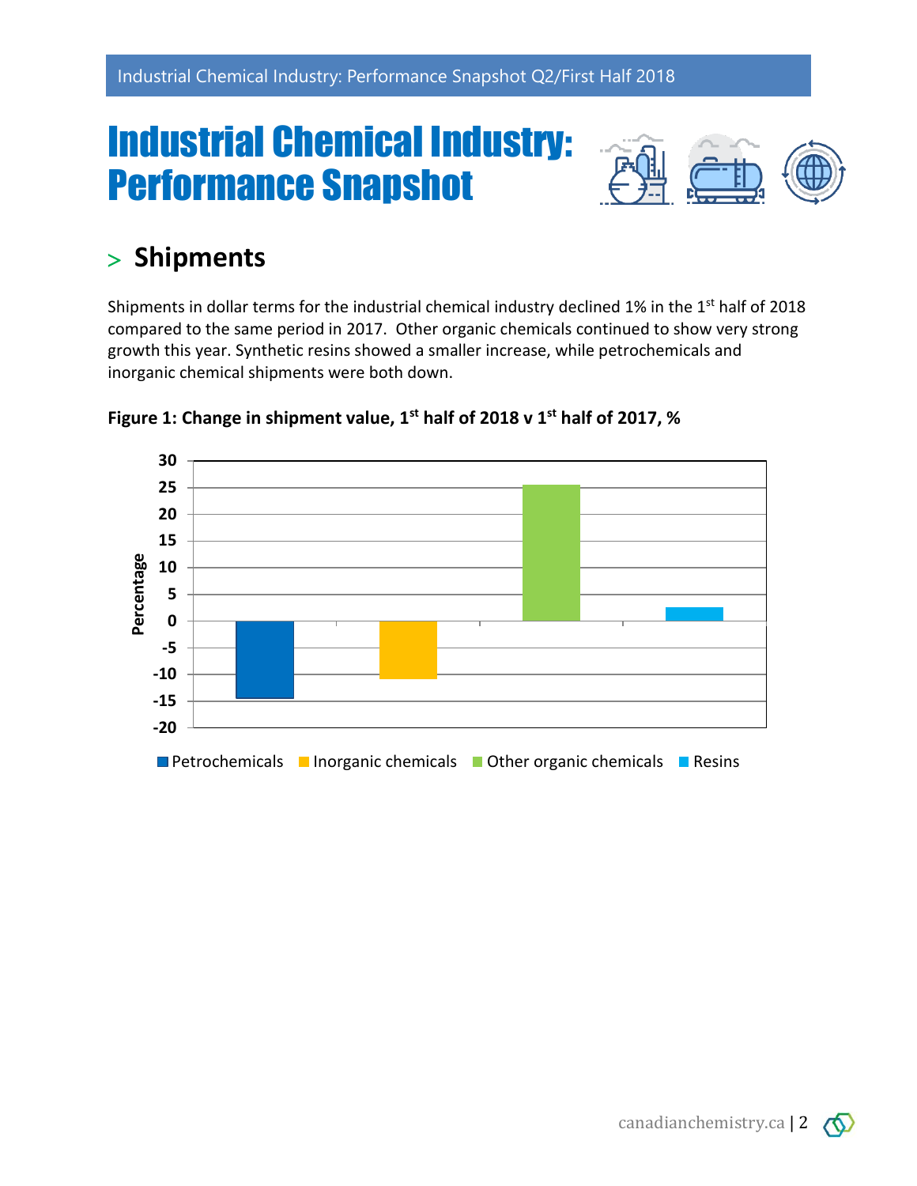# Industrial Chemical Industry: Performance Snapshot

## > Shipments

Shipments in dollar terms for the industrial chemical industry declined 1% in the 1st half of 2018 compared to the same period in 2017. Other organic chemicals continued to show very strong growth this year. Synthetic resins showed a smaller increase, while petrochemicals and inorganic chemical shipments were both down.

**Figure 1: Change in shipment value, 1st half of 2018 v 1st half of 2017, %**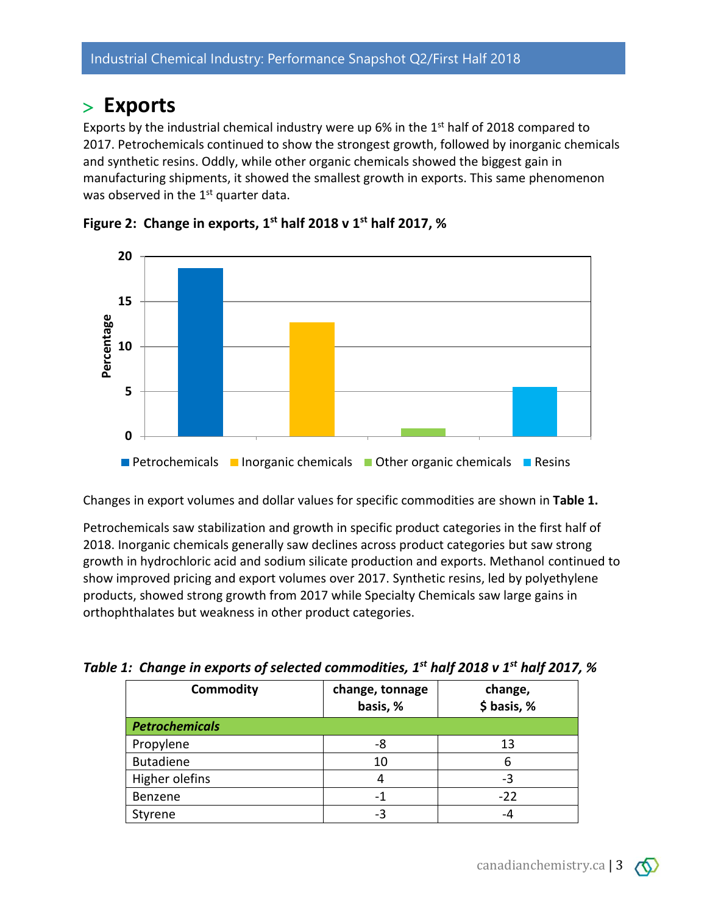## > Exports

Exports by the industrial chemical industry were up 6% in the 1st half of 2018 compared to 2017. Petrochemicals continued to show the strongest growth, followed by inorganic chemicals and synthetic resins. Oddly, while other organic chemicals showed the biggest gain in manufacturing shipments, it showed the smallest growth in exports. This same phenomenon was observed in the 1st quarter data.

**Figure 2: Change in exports, 1st half 2018 v 1st half 2017, %**

Changes in export volumes and dollar values for specific commodities are shown in **Table 1.**

Petrochemicals saw stabilization and growth in specific product categories in the first half of 2018. Inorganic chemicals generally saw declines across product categories but saw strong growth in hydrochloric acid and sodium silicate production and exports. Methanol continued to show improved pricing and export volumes over 2017. Synthetic resins, led by polyethylene products, showed strong growth from 2017 while Specialty Chemicals saw large gains in orthophthalates but weakness in other product categories.

***Table 1: Change in exports of selected commodities, 1st half 2018 v 1st half 2017, %***

| Commodity | change, tonnage basis, % | change, $ basis, % |
|---|---|---|
| ***Petrochemicals*** | | |
| Propylene | -8 | 13 |
| Butadiene | 10 | 6 |
| Higher olefins | 4 | -3 |
| Benzene | -1 | -22 |
| Styrene | -3 | -4 |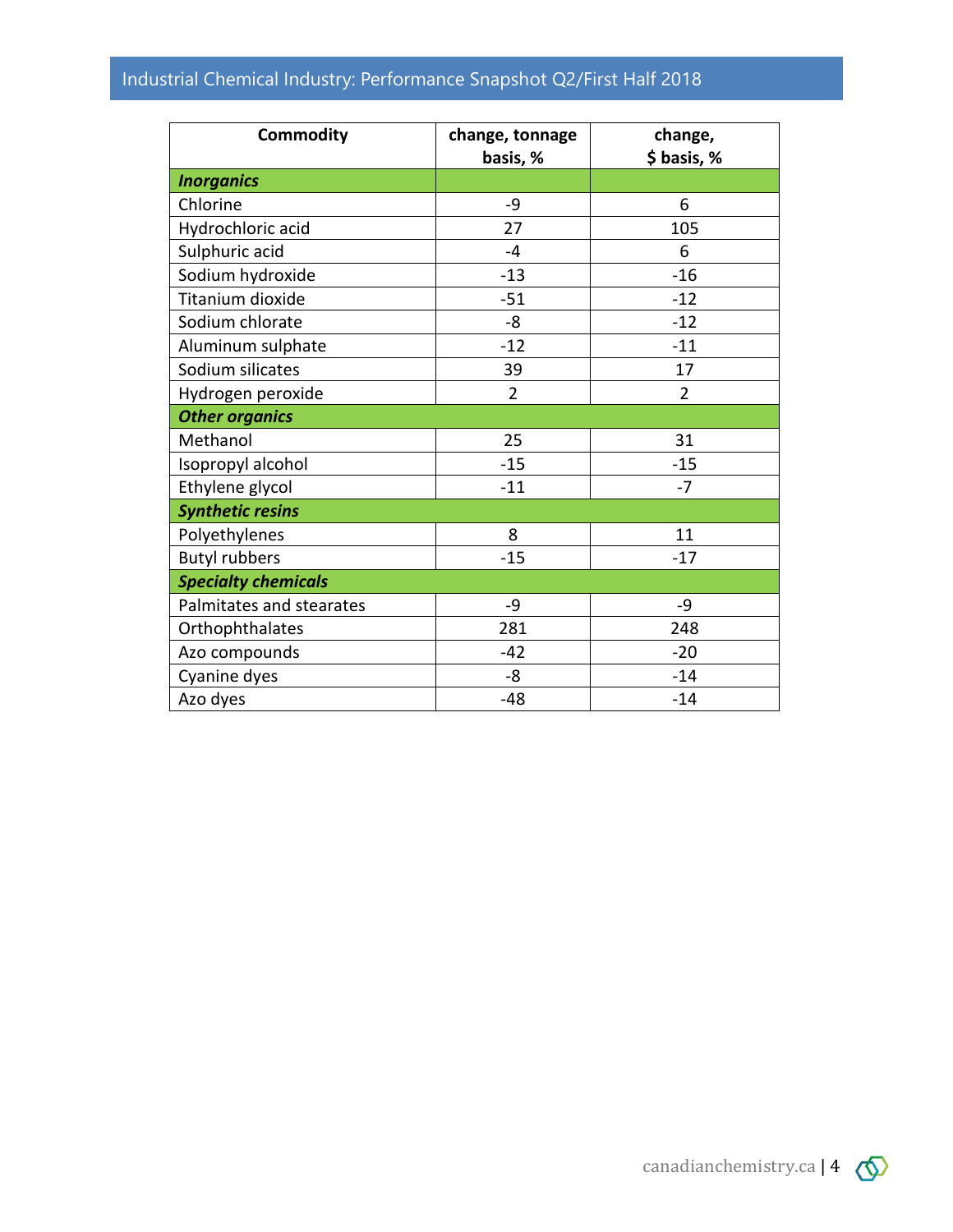| Commodity | change, tonnage basis, % | change, $ basis, % |
|---|---|---|
| ***Inorganics*** | | |
| Chlorine | -9 | 6 |
| Hydrochloric acid | 27 | 105 |
| Sulphuric acid | -4 | 6 |
| Sodium hydroxide | -13 | -16 |
| Titanium dioxide | -51 | -12 |
| Sodium chlorate | -8 | -12 |
| Aluminum sulphate | -12 | -11 |
| Sodium silicates | 39 | 17 |
| Hydrogen peroxide | 2 | 2 |
| ***Other organics*** | | |
| Methanol | 25 | 31 |
| Isopropyl alcohol | -15 | -15 |
| Ethylene glycol | -11 | -7 |
| ***Synthetic resins*** | | |
| Polyethylenes | 8 | 11 |
| Butyl rubbers | -15 | -17 |
| ***Specialty chemicals*** | | |
| Palmitates and stearates | -9 | -9 |
| Orthophthalates | 281 | 248 |
| Azo compounds | -42 | -20 |
| Cyanine dyes | -8 | -14 |
| Azo dyes | -48 | -14 |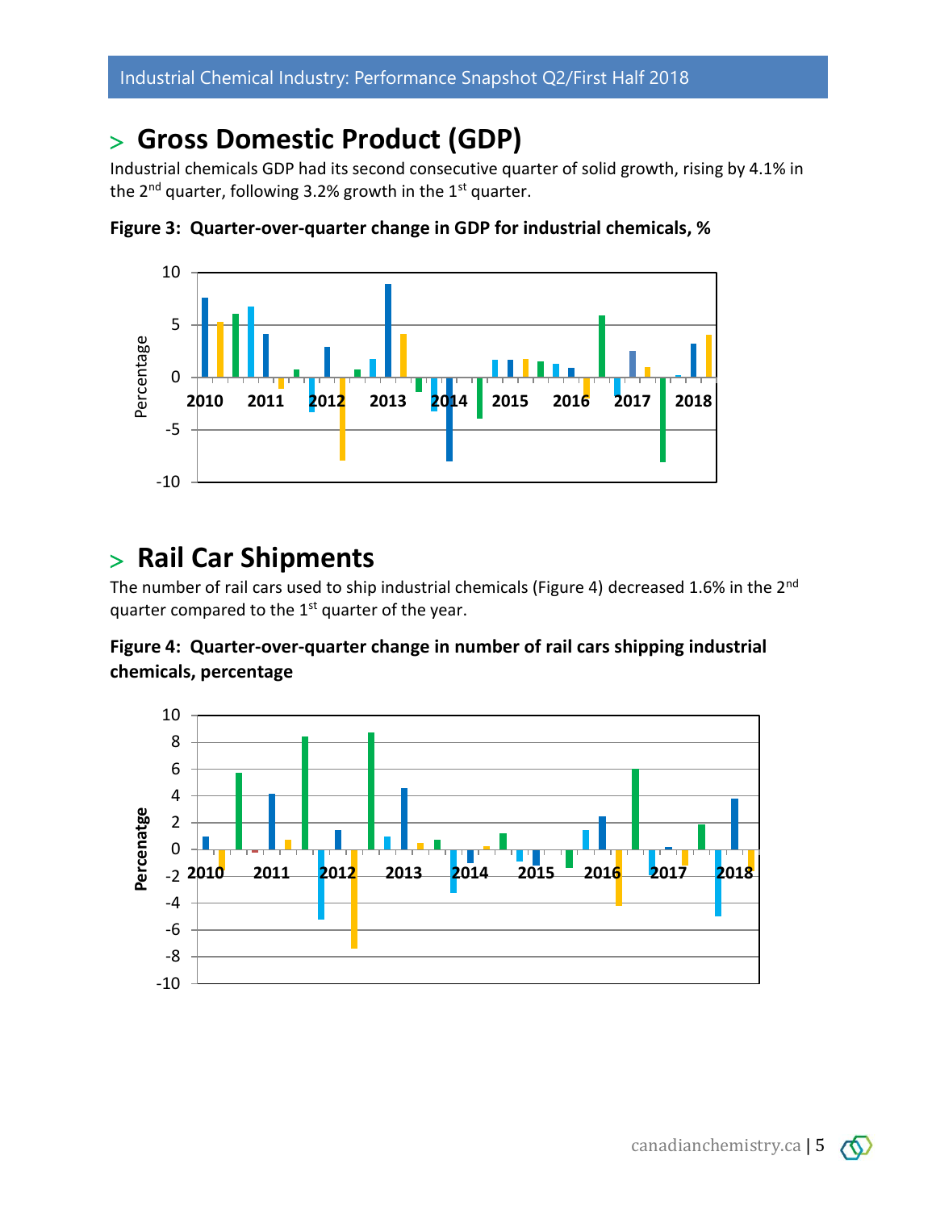## > Gross Domestic Product (GDP)

Industrial chemicals GDP had its second consecutive quarter of solid growth, rising by 4.1% in the 2nd quarter, following 3.2% growth in the 1st quarter.

**Figure 3: Quarter-over-quarter change in GDP for industrial chemicals, %**

## > Rail Car Shipments

The number of rail cars used to ship industrial chemicals (Figure 4) decreased 1.6% in the 2nd quarter compared to the 1st quarter of the year.

**Figure 4: Quarter-over-quarter change in number of rail cars shipping industrial chemicals, percentage**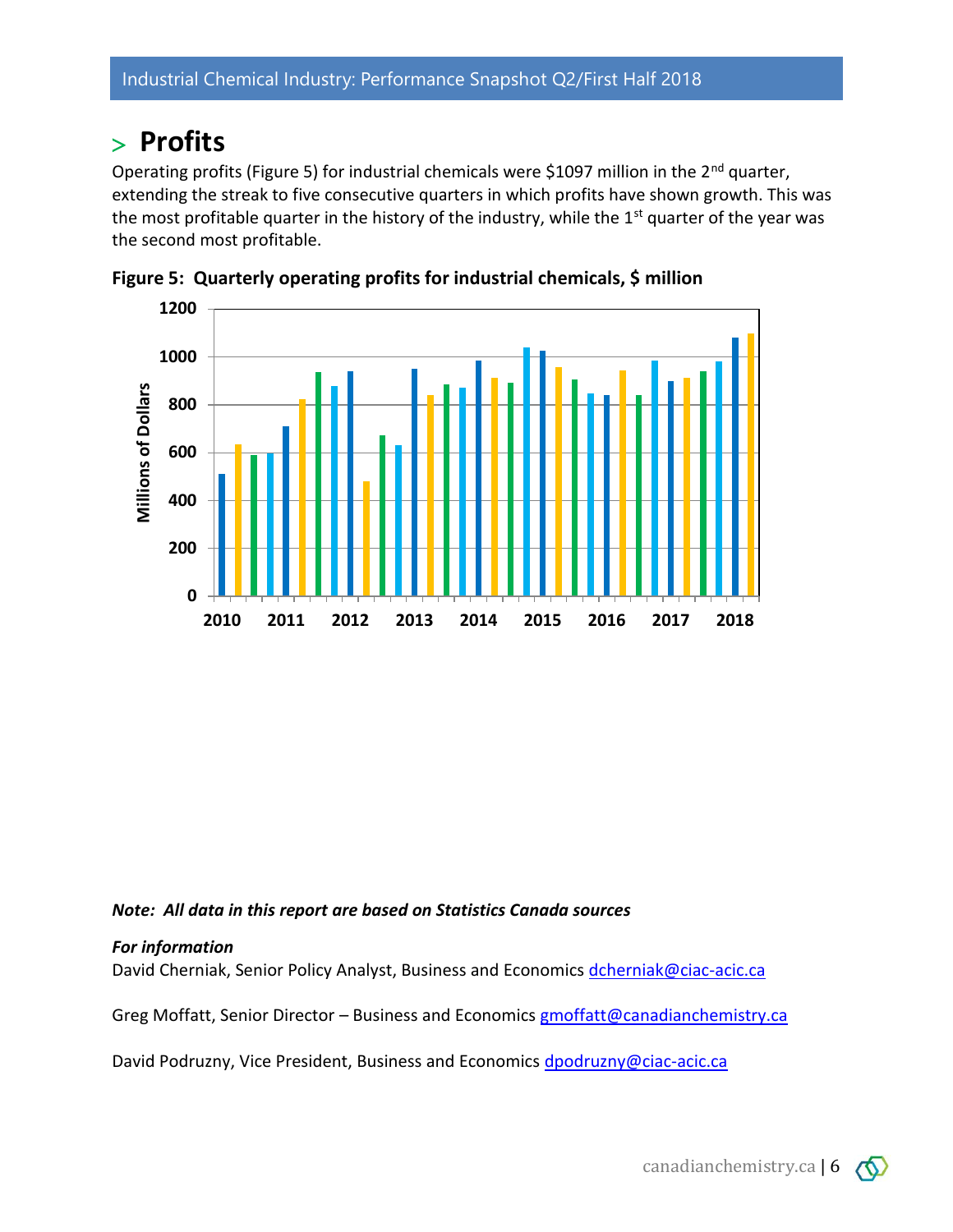## > Profits

Operating profits (Figure 5) for industrial chemicals were $1097 million in the 2nd quarter, extending the streak to five consecutive quarters in which profits have shown growth. This was the most profitable quarter in the history of the industry, while the 1st quarter of the year was the second most profitable.

**Figure 5: Quarterly operating profits for industrial chemicals, $ million**

Millions of Dollars

1200
1000
800
600
400
200
0

2010 2011 2012 2013 2014 2015 2016 2017 2018

***Note: All data in this report are based on Statistics Canada sources***

***For information***

David Cherniak, Senior Policy Analyst, Business and Economics dcherniak@ciac-acic.ca

Greg Moffatt, Senior Director – Business and Economics gmoffatt@canadianchemistry.ca

David Podruzny, Vice President, Business and Economics dpodruzny@ciac-acic.ca